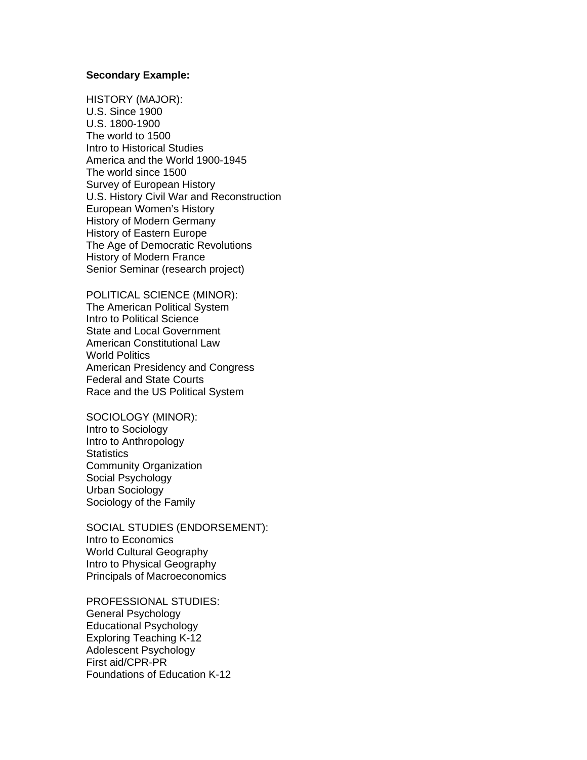**Secondary Example:**

HISTORY (MAJOR):
U.S. Since 1900
U.S. 1800-1900
The world to 1500
Intro to Historical Studies
America and the World 1900-1945
The world since 1500
Survey of European History
U.S. History Civil War and Reconstruction
European Women's History
History of Modern Germany
History of Eastern Europe
The Age of Democratic Revolutions
History of Modern France
Senior Seminar (research project)

POLITICAL SCIENCE (MINOR):
The American Political System
Intro to Political Science
State and Local Government
American Constitutional Law
World Politics
American Presidency and Congress
Federal and State Courts
Race and the US Political System

SOCIOLOGY (MINOR):
Intro to Sociology
Intro to Anthropology
Statistics
Community Organization
Social Psychology
Urban Sociology
Sociology of the Family

SOCIAL STUDIES (ENDORSEMENT):
Intro to Economics
World Cultural Geography
Intro to Physical Geography
Principals of Macroeconomics

PROFESSIONAL STUDIES:
General Psychology
Educational Psychology
Exploring Teaching K-12
Adolescent Psychology
First aid/CPR-PR
Foundations of Education K-12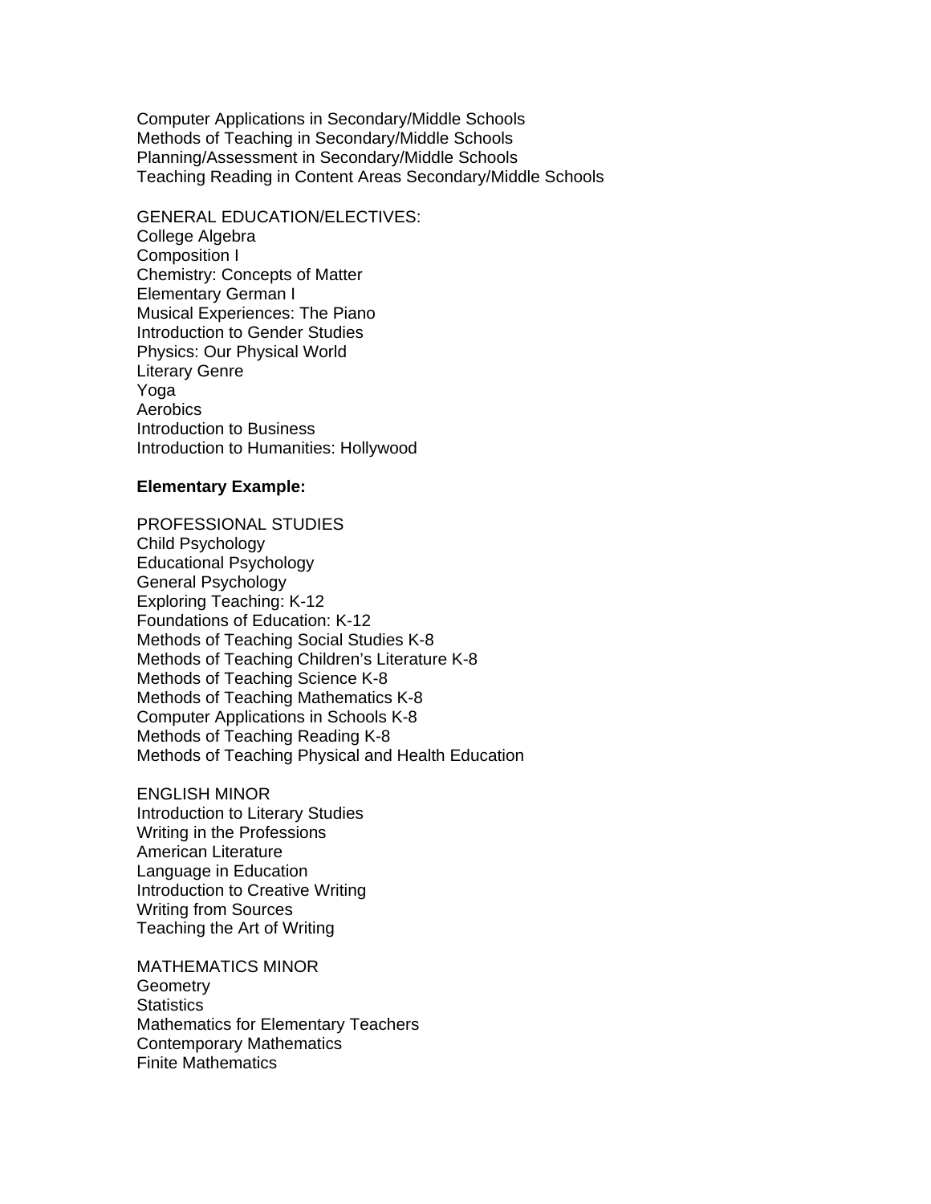Computer Applications in Secondary/Middle Schools
Methods of Teaching in Secondary/Middle Schools
Planning/Assessment in Secondary/Middle Schools
Teaching Reading in Content Areas Secondary/Middle Schools

GENERAL EDUCATION/ELECTIVES:
College Algebra
Composition I
Chemistry: Concepts of Matter
Elementary German I
Musical Experiences: The Piano
Introduction to Gender Studies
Physics: Our Physical World
Literary Genre
Yoga
Aerobics
Introduction to Business
Introduction to Humanities: Hollywood

**Elementary Example:**

PROFESSIONAL STUDIES
Child Psychology
Educational Psychology
General Psychology
Exploring Teaching: K-12
Foundations of Education: K-12
Methods of Teaching Social Studies K-8
Methods of Teaching Children's Literature K-8
Methods of Teaching Science K-8
Methods of Teaching Mathematics K-8
Computer Applications in Schools K-8
Methods of Teaching Reading K-8
Methods of Teaching Physical and Health Education

ENGLISH MINOR
Introduction to Literary Studies
Writing in the Professions
American Literature
Language in Education
Introduction to Creative Writing
Writing from Sources
Teaching the Art of Writing

MATHEMATICS MINOR
Geometry
Statistics
Mathematics for Elementary Teachers
Contemporary Mathematics
Finite Mathematics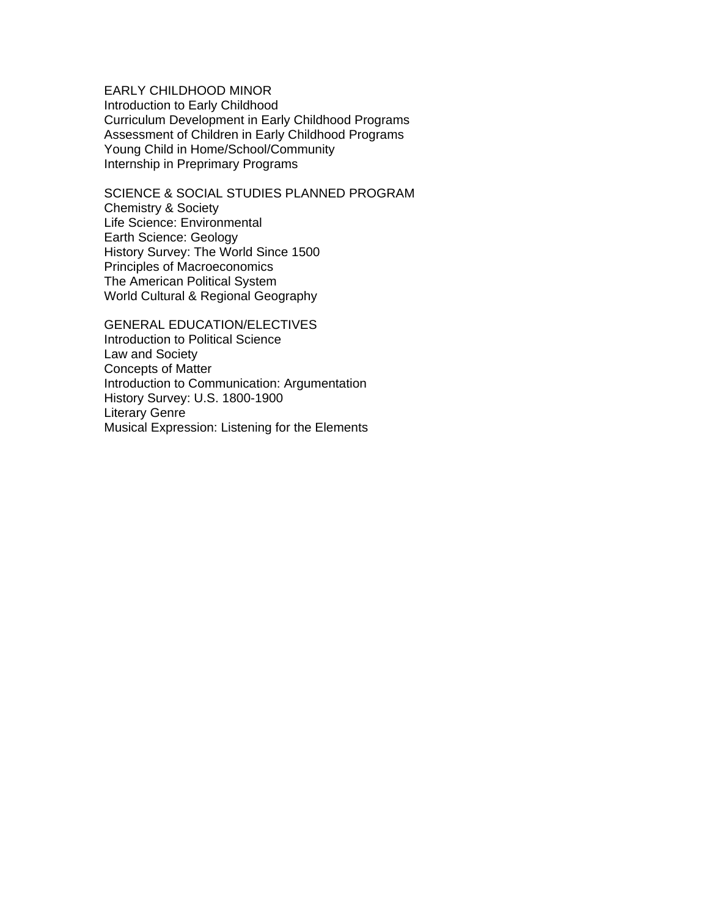EARLY CHILDHOOD MINOR
Introduction to Early Childhood
Curriculum Development in Early Childhood Programs
Assessment of Children in Early Childhood Programs
Young Child in Home/School/Community
Internship in Preprimary Programs

SCIENCE & SOCIAL STUDIES PLANNED PROGRAM
Chemistry & Society
Life Science: Environmental
Earth Science: Geology
History Survey: The World Since 1500
Principles of Macroeconomics
The American Political System
World Cultural & Regional Geography

GENERAL EDUCATION/ELECTIVES
Introduction to Political Science
Law and Society
Concepts of Matter
Introduction to Communication: Argumentation
History Survey: U.S. 1800-1900
Literary Genre
Musical Expression: Listening for the Elements